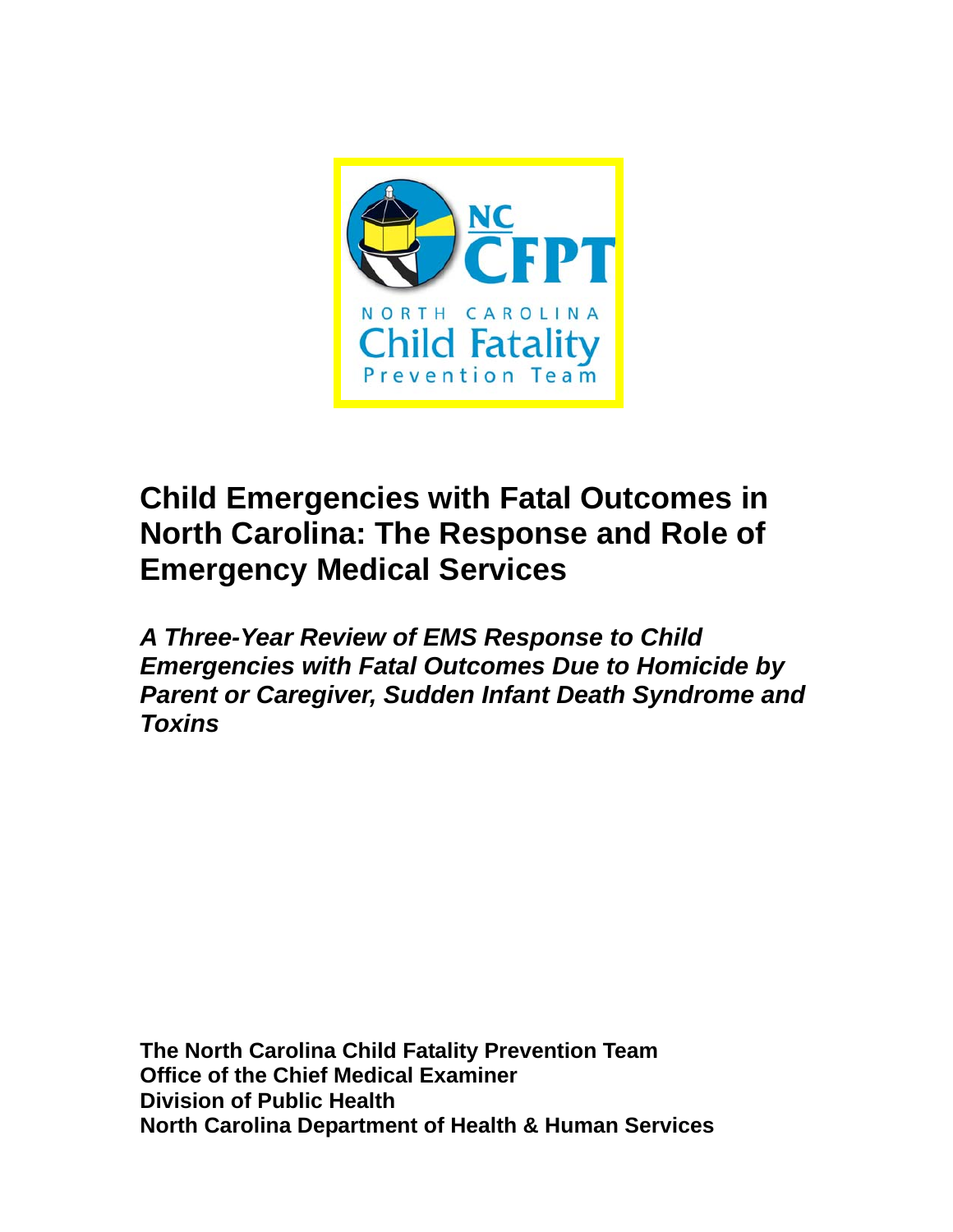NC CFPT

NORTH CAROLINA

Child Fatality

Prevention Team

# Child Emergencies with Fatal Outcomes in North Carolina: The Response and Role of Emergency Medical Services

***A Three-Year Review of EMS Response to Child Emergencies with Fatal Outcomes Due to Homicide by Parent or Caregiver, Sudden Infant Death Syndrome and Toxins***

**The North Carolina Child Fatality Prevention Team**
**Office of the Chief Medical Examiner**
**Division of Public Health**
**North Carolina Department of Health & Human Services**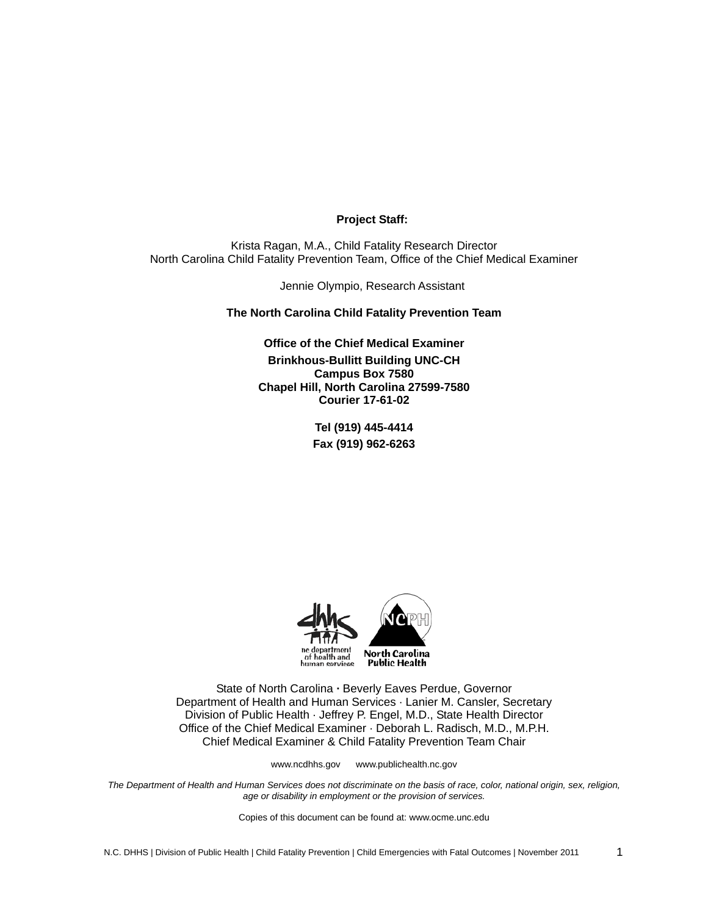**Project Staff:**

Krista Ragan, M.A., Child Fatality Research Director
North Carolina Child Fatality Prevention Team, Office of the Chief Medical Examiner

Jennie Olympio, Research Assistant

**The North Carolina Child Fatality Prevention Team**

**Office of the Chief Medical Examiner**
**Brinkhous-Bullitt Building UNC-CH**
**Campus Box 7580**
**Chapel Hill, North Carolina 27599-7580**
**Courier 17-61-02**

**Tel (919) 445-4414**
**Fax (919) 962-6263**

State of North Carolina · Beverly Eaves Perdue, Governor
Department of Health and Human Services · Lanier M. Cansler, Secretary
Division of Public Health · Jeffrey P. Engel, M.D., State Health Director
Office of the Chief Medical Examiner · Deborah L. Radisch, M.D., M.P.H.
Chief Medical Examiner & Child Fatality Prevention Team Chair

www.ncdhhs.gov www.publichealth.nc.gov

*The Department of Health and Human Services does not discriminate on the basis of race, color, national origin, sex, religion, age or disability in employment or the provision of services.*

Copies of this document can be found at: www.ocme.unc.edu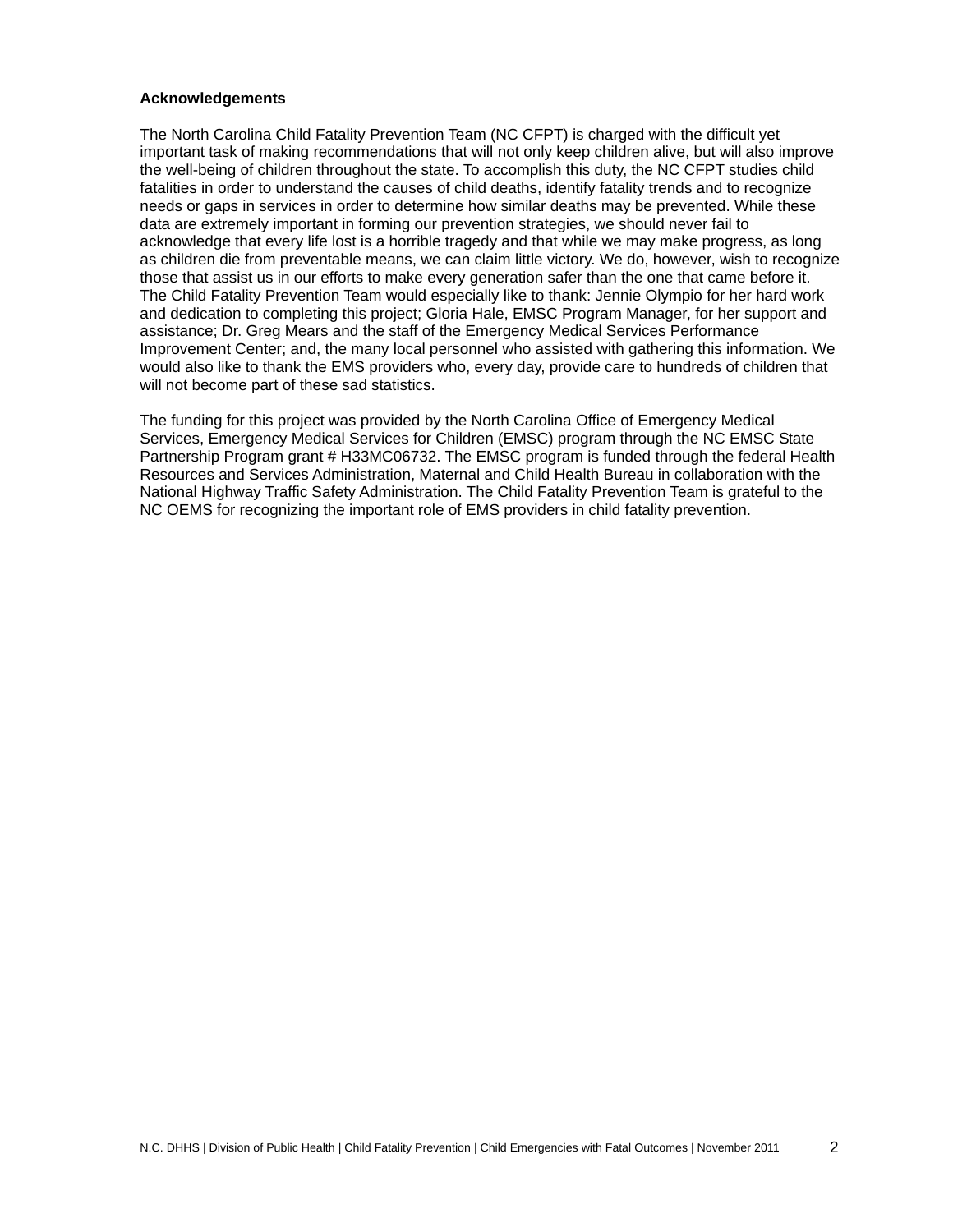**Acknowledgements**

The North Carolina Child Fatality Prevention Team (NC CFPT) is charged with the difficult yet important task of making recommendations that will not only keep children alive, but will also improve the well-being of children throughout the state. To accomplish this duty, the NC CFPT studies child fatalities in order to understand the causes of child deaths, identify fatality trends and to recognize needs or gaps in services in order to determine how similar deaths may be prevented. While these data are extremely important in forming our prevention strategies, we should never fail to acknowledge that every life lost is a horrible tragedy and that while we may make progress, as long as children die from preventable means, we can claim little victory. We do, however, wish to recognize those that assist us in our efforts to make every generation safer than the one that came before it. The Child Fatality Prevention Team would especially like to thank: Jennie Olympio for her hard work and dedication to completing this project; Gloria Hale, EMSC Program Manager, for her support and assistance; Dr. Greg Mears and the staff of the Emergency Medical Services Performance Improvement Center; and, the many local personnel who assisted with gathering this information. We would also like to thank the EMS providers who, every day, provide care to hundreds of children that will not become part of these sad statistics.

The funding for this project was provided by the North Carolina Office of Emergency Medical Services, Emergency Medical Services for Children (EMSC) program through the NC EMSC State Partnership Program grant # H33MC06732. The EMSC program is funded through the federal Health Resources and Services Administration, Maternal and Child Health Bureau in collaboration with the National Highway Traffic Safety Administration. The Child Fatality Prevention Team is grateful to the NC OEMS for recognizing the important role of EMS providers in child fatality prevention.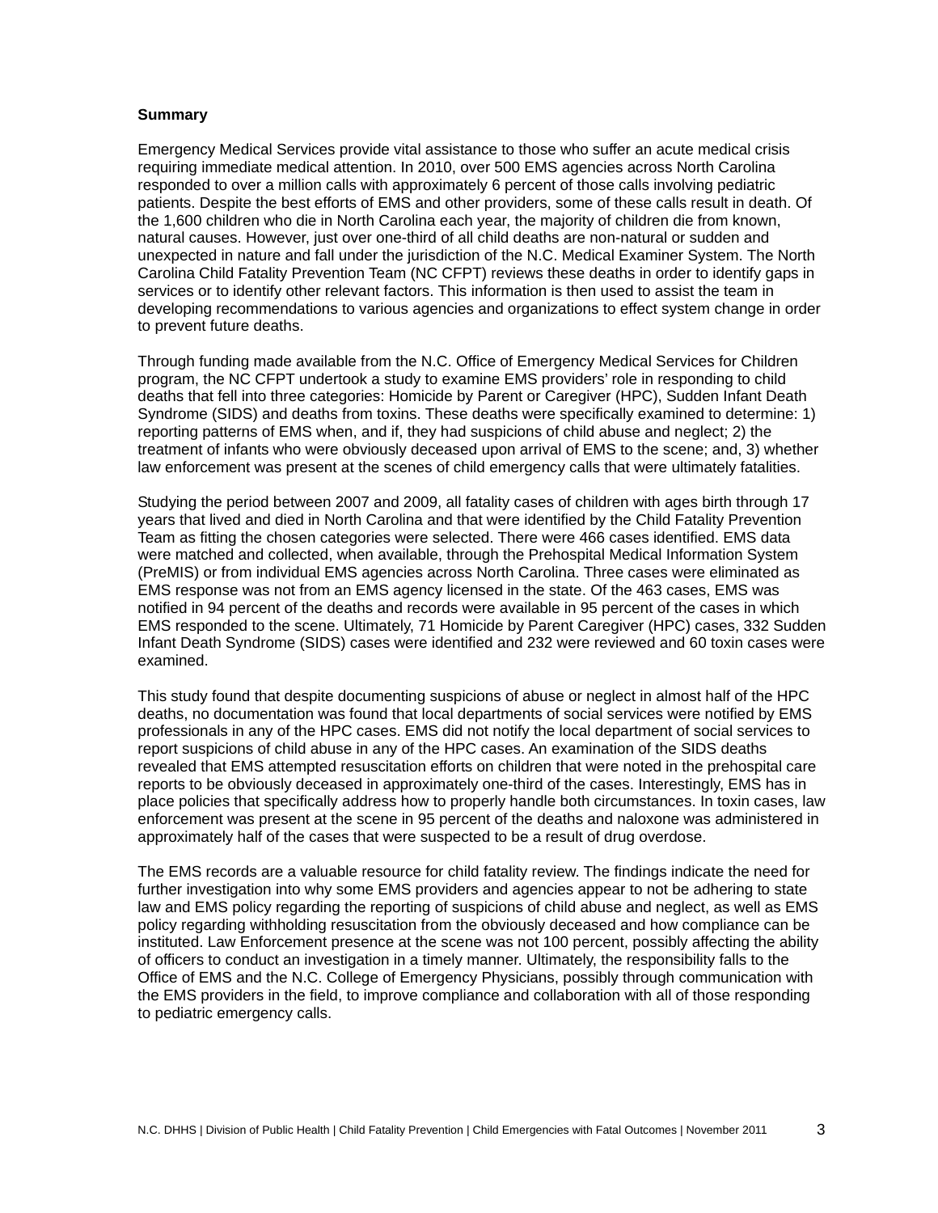**Summary**

Emergency Medical Services provide vital assistance to those who suffer an acute medical crisis requiring immediate medical attention. In 2010, over 500 EMS agencies across North Carolina responded to over a million calls with approximately 6 percent of those calls involving pediatric patients. Despite the best efforts of EMS and other providers, some of these calls result in death. Of the 1,600 children who die in North Carolina each year, the majority of children die from known, natural causes. However, just over one-third of all child deaths are non-natural or sudden and unexpected in nature and fall under the jurisdiction of the N.C. Medical Examiner System. The North Carolina Child Fatality Prevention Team (NC CFPT) reviews these deaths in order to identify gaps in services or to identify other relevant factors. This information is then used to assist the team in developing recommendations to various agencies and organizations to effect system change in order to prevent future deaths.

Through funding made available from the N.C. Office of Emergency Medical Services for Children program, the NC CFPT undertook a study to examine EMS providers' role in responding to child deaths that fell into three categories: Homicide by Parent or Caregiver (HPC), Sudden Infant Death Syndrome (SIDS) and deaths from toxins. These deaths were specifically examined to determine: 1) reporting patterns of EMS when, and if, they had suspicions of child abuse and neglect; 2) the treatment of infants who were obviously deceased upon arrival of EMS to the scene; and, 3) whether law enforcement was present at the scenes of child emergency calls that were ultimately fatalities.

Studying the period between 2007 and 2009, all fatality cases of children with ages birth through 17 years that lived and died in North Carolina and that were identified by the Child Fatality Prevention Team as fitting the chosen categories were selected. There were 466 cases identified. EMS data were matched and collected, when available, through the Prehospital Medical Information System (PreMIS) or from individual EMS agencies across North Carolina. Three cases were eliminated as EMS response was not from an EMS agency licensed in the state. Of the 463 cases, EMS was notified in 94 percent of the deaths and records were available in 95 percent of the cases in which EMS responded to the scene. Ultimately, 71 Homicide by Parent Caregiver (HPC) cases, 332 Sudden Infant Death Syndrome (SIDS) cases were identified and 232 were reviewed and 60 toxin cases were examined.

This study found that despite documenting suspicions of abuse or neglect in almost half of the HPC deaths, no documentation was found that local departments of social services were notified by EMS professionals in any of the HPC cases. EMS did not notify the local department of social services to report suspicions of child abuse in any of the HPC cases. An examination of the SIDS deaths revealed that EMS attempted resuscitation efforts on children that were noted in the prehospital care reports to be obviously deceased in approximately one-third of the cases. Interestingly, EMS has in place policies that specifically address how to properly handle both circumstances. In toxin cases, law enforcement was present at the scene in 95 percent of the deaths and naloxone was administered in approximately half of the cases that were suspected to be a result of drug overdose.

The EMS records are a valuable resource for child fatality review. The findings indicate the need for further investigation into why some EMS providers and agencies appear to not be adhering to state law and EMS policy regarding the reporting of suspicions of child abuse and neglect, as well as EMS policy regarding withholding resuscitation from the obviously deceased and how compliance can be instituted. Law Enforcement presence at the scene was not 100 percent, possibly affecting the ability of officers to conduct an investigation in a timely manner. Ultimately, the responsibility falls to the Office of EMS and the N.C. College of Emergency Physicians, possibly through communication with the EMS providers in the field, to improve compliance and collaboration with all of those responding to pediatric emergency calls.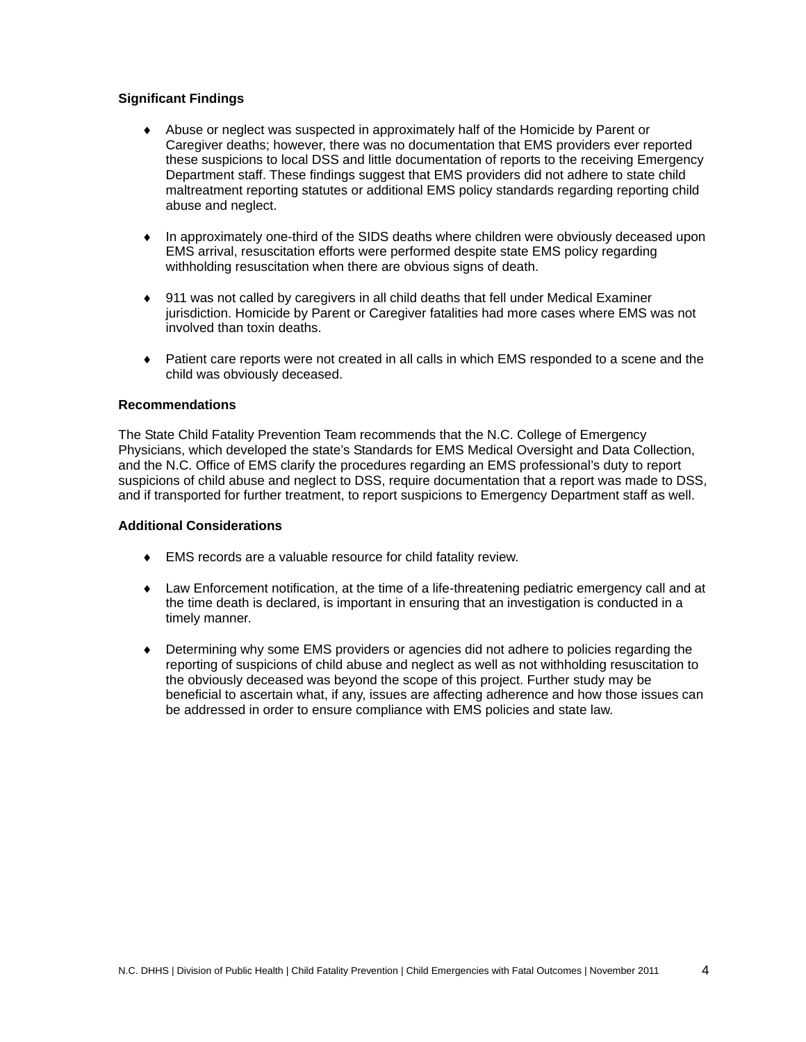**Significant Findings**

- Abuse or neglect was suspected in approximately half of the Homicide by Parent or Caregiver deaths; however, there was no documentation that EMS providers ever reported these suspicions to local DSS and little documentation of reports to the receiving Emergency Department staff. These findings suggest that EMS providers did not adhere to state child maltreatment reporting statutes or additional EMS policy standards regarding reporting child abuse and neglect.

- In approximately one-third of the SIDS deaths where children were obviously deceased upon EMS arrival, resuscitation efforts were performed despite state EMS policy regarding withholding resuscitation when there are obvious signs of death.

- 911 was not called by caregivers in all child deaths that fell under Medical Examiner jurisdiction. Homicide by Parent or Caregiver fatalities had more cases where EMS was not involved than toxin deaths.

- Patient care reports were not created in all calls in which EMS responded to a scene and the child was obviously deceased.

**Recommendations**

The State Child Fatality Prevention Team recommends that the N.C. College of Emergency Physicians, which developed the state's Standards for EMS Medical Oversight and Data Collection, and the N.C. Office of EMS clarify the procedures regarding an EMS professional's duty to report suspicions of child abuse and neglect to DSS, require documentation that a report was made to DSS, and if transported for further treatment, to report suspicions to Emergency Department staff as well.

**Additional Considerations**

- EMS records are a valuable resource for child fatality review.

- Law Enforcement notification, at the time of a life-threatening pediatric emergency call and at the time death is declared, is important in ensuring that an investigation is conducted in a timely manner.

- Determining why some EMS providers or agencies did not adhere to policies regarding the reporting of suspicions of child abuse and neglect as well as not withholding resuscitation to the obviously deceased was beyond the scope of this project. Further study may be beneficial to ascertain what, if any, issues are affecting adherence and how those issues can be addressed in order to ensure compliance with EMS policies and state law.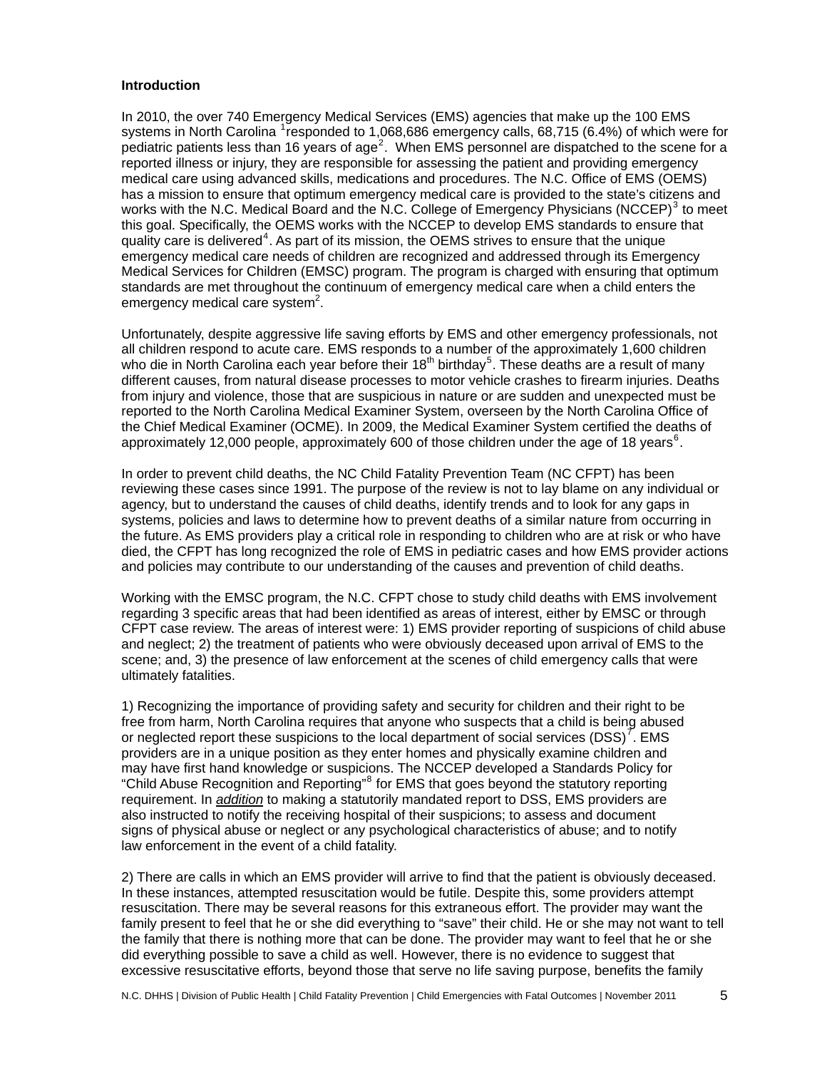**Introduction**

In 2010, the over 740 Emergency Medical Services (EMS) agencies that make up the 100 EMS systems in North Carolina [1]responded to 1,068,686 emergency calls, 68,715 (6.4%) of which were for pediatric patients less than 16 years of age[2]. When EMS personnel are dispatched to the scene for a reported illness or injury, they are responsible for assessing the patient and providing emergency medical care using advanced skills, medications and procedures. The N.C. Office of EMS (OEMS) has a mission to ensure that optimum emergency medical care is provided to the state's citizens and works with the N.C. Medical Board and the N.C. College of Emergency Physicians (NCCEP)[3] to meet this goal. Specifically, the OEMS works with the NCCEP to develop EMS standards to ensure that quality care is delivered[4]. As part of its mission, the OEMS strives to ensure that the unique emergency medical care needs of children are recognized and addressed through its Emergency Medical Services for Children (EMSC) program. The program is charged with ensuring that optimum standards are met throughout the continuum of emergency medical care when a child enters the emergency medical care system[2].

Unfortunately, despite aggressive life saving efforts by EMS and other emergency professionals, not all children respond to acute care. EMS responds to a number of the approximately 1,600 children who die in North Carolina each year before their 18th birthday[5]. These deaths are a result of many different causes, from natural disease processes to motor vehicle crashes to firearm injuries. Deaths from injury and violence, those that are suspicious in nature or are sudden and unexpected must be reported to the North Carolina Medical Examiner System, overseen by the North Carolina Office of the Chief Medical Examiner (OCME). In 2009, the Medical Examiner System certified the deaths of approximately 12,000 people, approximately 600 of those children under the age of 18 years[6].

In order to prevent child deaths, the NC Child Fatality Prevention Team (NC CFPT) has been reviewing these cases since 1991. The purpose of the review is not to lay blame on any individual or agency, but to understand the causes of child deaths, identify trends and to look for any gaps in systems, policies and laws to determine how to prevent deaths of a similar nature from occurring in the future. As EMS providers play a critical role in responding to children who are at risk or who have died, the CFPT has long recognized the role of EMS in pediatric cases and how EMS provider actions and policies may contribute to our understanding of the causes and prevention of child deaths.

Working with the EMSC program, the N.C. CFPT chose to study child deaths with EMS involvement regarding 3 specific areas that had been identified as areas of interest, either by EMSC or through CFPT case review. The areas of interest were: 1) EMS provider reporting of suspicions of child abuse and neglect; 2) the treatment of patients who were obviously deceased upon arrival of EMS to the scene; and, 3) the presence of law enforcement at the scenes of child emergency calls that were ultimately fatalities.

1) Recognizing the importance of providing safety and security for children and their right to be free from harm, North Carolina requires that anyone who suspects that a child is being abused or neglected report these suspicions to the local department of social services (DSS)[7]. EMS providers are in a unique position as they enter homes and physically examine children and may have first hand knowledge or suspicions. The NCCEP developed a Standards Policy for "Child Abuse Recognition and Reporting"[8] for EMS that goes beyond the statutory reporting requirement. In ***addition*** to making a statutorily mandated report to DSS, EMS providers are also instructed to notify the receiving hospital of their suspicions; to assess and document signs of physical abuse or neglect or any psychological characteristics of abuse; and to notify law enforcement in the event of a child fatality.

2) There are calls in which an EMS provider will arrive to find that the patient is obviously deceased. In these instances, attempted resuscitation would be futile. Despite this, some providers attempt resuscitation. There may be several reasons for this extraneous effort. The provider may want the family present to feel that he or she did everything to "save" their child. He or she may not want to tell the family that there is nothing more that can be done. The provider may want to feel that he or she did everything possible to save a child as well. However, there is no evidence to suggest that excessive resuscitative efforts, beyond those that serve no life saving purpose, benefits the family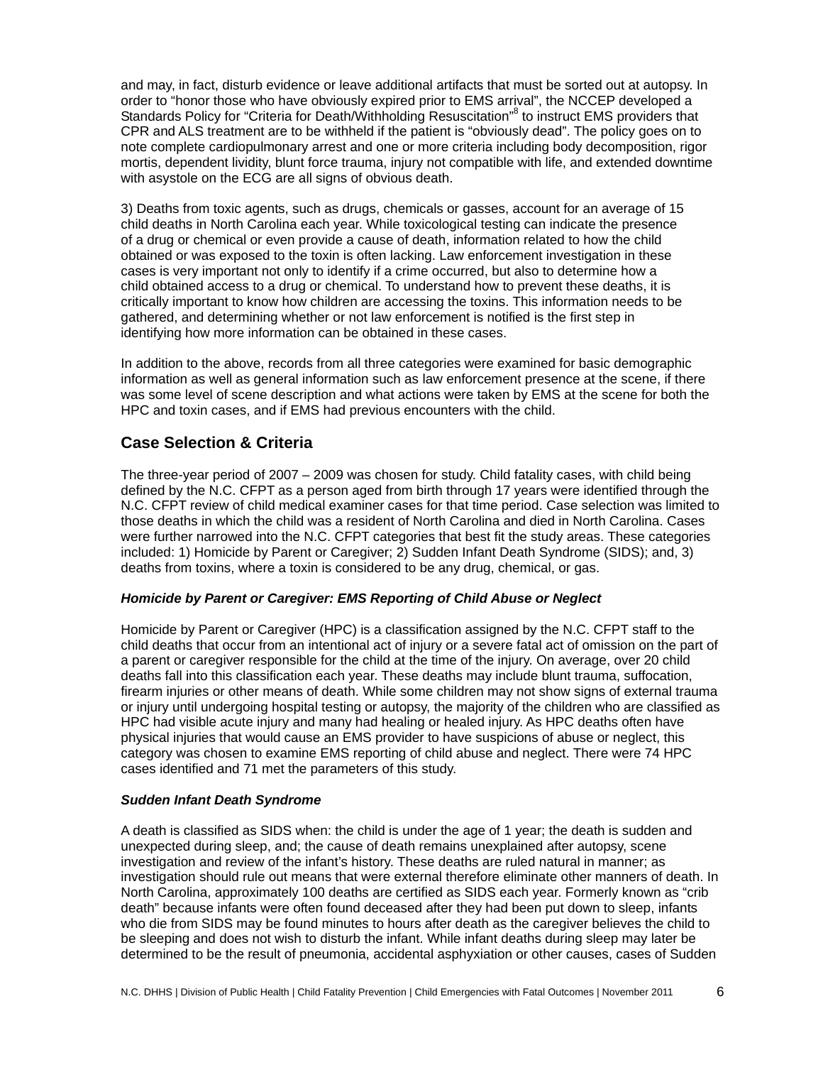and may, in fact, disturb evidence or leave additional artifacts that must be sorted out at autopsy. In order to "honor those who have obviously expired prior to EMS arrival", the NCCEP developed a Standards Policy for "Criteria for Death/Withholding Resuscitation"[8] to instruct EMS providers that CPR and ALS treatment are to be withheld if the patient is "obviously dead". The policy goes on to note complete cardiopulmonary arrest and one or more criteria including body decomposition, rigor mortis, dependent lividity, blunt force trauma, injury not compatible with life, and extended downtime with asystole on the ECG are all signs of obvious death.

3) Deaths from toxic agents, such as drugs, chemicals or gasses, account for an average of 15 child deaths in North Carolina each year. While toxicological testing can indicate the presence of a drug or chemical or even provide a cause of death, information related to how the child obtained or was exposed to the toxin is often lacking. Law enforcement investigation in these cases is very important not only to identify if a crime occurred, but also to determine how a child obtained access to a drug or chemical. To understand how to prevent these deaths, it is critically important to know how children are accessing the toxins. This information needs to be gathered, and determining whether or not law enforcement is notified is the first step in identifying how more information can be obtained in these cases.

In addition to the above, records from all three categories were examined for basic demographic information as well as general information such as law enforcement presence at the scene, if there was some level of scene description and what actions were taken by EMS at the scene for both the HPC and toxin cases, and if EMS had previous encounters with the child.

## Case Selection & Criteria

The three-year period of 2007 – 2009 was chosen for study. Child fatality cases, with child being defined by the N.C. CFPT as a person aged from birth through 17 years were identified through the N.C. CFPT review of child medical examiner cases for that time period. Case selection was limited to those deaths in which the child was a resident of North Carolina and died in North Carolina. Cases were further narrowed into the N.C. CFPT categories that best fit the study areas. These categories included: 1) Homicide by Parent or Caregiver; 2) Sudden Infant Death Syndrome (SIDS); and, 3) deaths from toxins, where a toxin is considered to be any drug, chemical, or gas.

### *Homicide by Parent or Caregiver: EMS Reporting of Child Abuse or Neglect*

Homicide by Parent or Caregiver (HPC) is a classification assigned by the N.C. CFPT staff to the child deaths that occur from an intentional act of injury or a severe fatal act of omission on the part of a parent or caregiver responsible for the child at the time of the injury. On average, over 20 child deaths fall into this classification each year. These deaths may include blunt trauma, suffocation, firearm injuries or other means of death. While some children may not show signs of external trauma or injury until undergoing hospital testing or autopsy, the majority of the children who are classified as HPC had visible acute injury and many had healing or healed injury. As HPC deaths often have physical injuries that would cause an EMS provider to have suspicions of abuse or neglect, this category was chosen to examine EMS reporting of child abuse and neglect. There were 74 HPC cases identified and 71 met the parameters of this study.

### *Sudden Infant Death Syndrome*

A death is classified as SIDS when: the child is under the age of 1 year; the death is sudden and unexpected during sleep, and; the cause of death remains unexplained after autopsy, scene investigation and review of the infant's history. These deaths are ruled natural in manner; as investigation should rule out means that were external therefore eliminate other manners of death. In North Carolina, approximately 100 deaths are certified as SIDS each year. Formerly known as "crib death" because infants were often found deceased after they had been put down to sleep, infants who die from SIDS may be found minutes to hours after death as the caregiver believes the child to be sleeping and does not wish to disturb the infant. While infant deaths during sleep may later be determined to be the result of pneumonia, accidental asphyxiation or other causes, cases of Sudden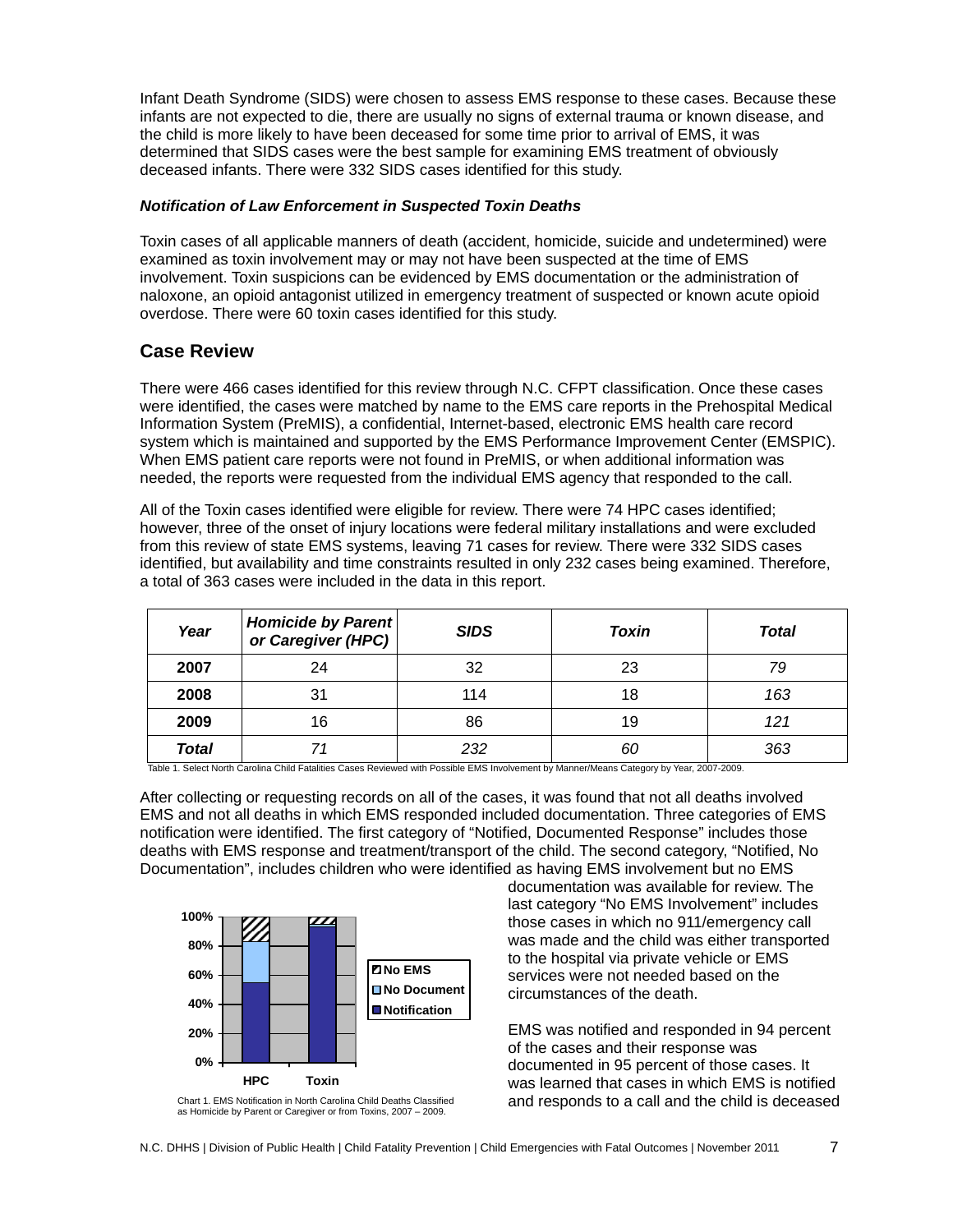Infant Death Syndrome (SIDS) were chosen to assess EMS response to these cases. Because these infants are not expected to die, there are usually no signs of external trauma or known disease, and the child is more likely to have been deceased for some time prior to arrival of EMS, it was determined that SIDS cases were the best sample for examining EMS treatment of obviously deceased infants. There were 332 SIDS cases identified for this study.

***Notification of Law Enforcement in Suspected Toxin Deaths***

Toxin cases of all applicable manners of death (accident, homicide, suicide and undetermined) were examined as toxin involvement may or may not have been suspected at the time of EMS involvement. Toxin suspicions can be evidenced by EMS documentation or the administration of naloxone, an opioid antagonist utilized in emergency treatment of suspected or known acute opioid overdose. There were 60 toxin cases identified for this study.

## Case Review

There were 466 cases identified for this review through N.C. CFPT classification. Once these cases were identified, the cases were matched by name to the EMS care reports in the Prehospital Medical Information System (PreMIS), a confidential, Internet-based, electronic EMS health care record system which is maintained and supported by the EMS Performance Improvement Center (EMSPIC). When EMS patient care reports were not found in PreMIS, or when additional information was needed, the reports were requested from the individual EMS agency that responded to the call.

All of the Toxin cases identified were eligible for review. There were 74 HPC cases identified; however, three of the onset of injury locations were federal military installations and were excluded from this review of state EMS systems, leaving 71 cases for review. There were 332 SIDS cases identified, but availability and time constraints resulted in only 232 cases being examined. Therefore, a total of 363 cases were included in the data in this report.

| *Year* | *Homicide by Parent or Caregiver (HPC)* | *SIDS* | *Toxin* | *Total* |
|---|---|---|---|---|
| **2007** | 24 | 32 | 23 | *79* |
| **2008** | 31 | 114 | 18 | *163* |
| **2009** | 16 | 86 | 19 | *121* |
| ***Total*** | *71* | *232* | *60* | *363* |

Table 1. Select North Carolina Child Fatalities Cases Reviewed with Possible EMS Involvement by Manner/Means Category by Year, 2007-2009.

After collecting or requesting records on all of the cases, it was found that not all deaths involved EMS and not all deaths in which EMS responded included documentation. Three categories of EMS notification were identified. The first category of "Notified, Documented Response" includes those deaths with EMS response and treatment/transport of the child. The second category, "Notified, No Documentation", includes children who were identified as having EMS involvement but no EMS documentation was available for review. The last category "No EMS Involvement" includes those cases in which no 911/emergency call was made and the child was either transported to the hospital via private vehicle or EMS services were not needed based on the circumstances of the death.

Chart 1. EMS Notification in North Carolina Child Deaths Classified as Homicide by Parent or Caregiver or from Toxins, 2007 – 2009.

EMS was notified and responded in 94 percent of the cases and their response was documented in 95 percent of those cases. It was learned that cases in which EMS is notified and responds to a call and the child is deceased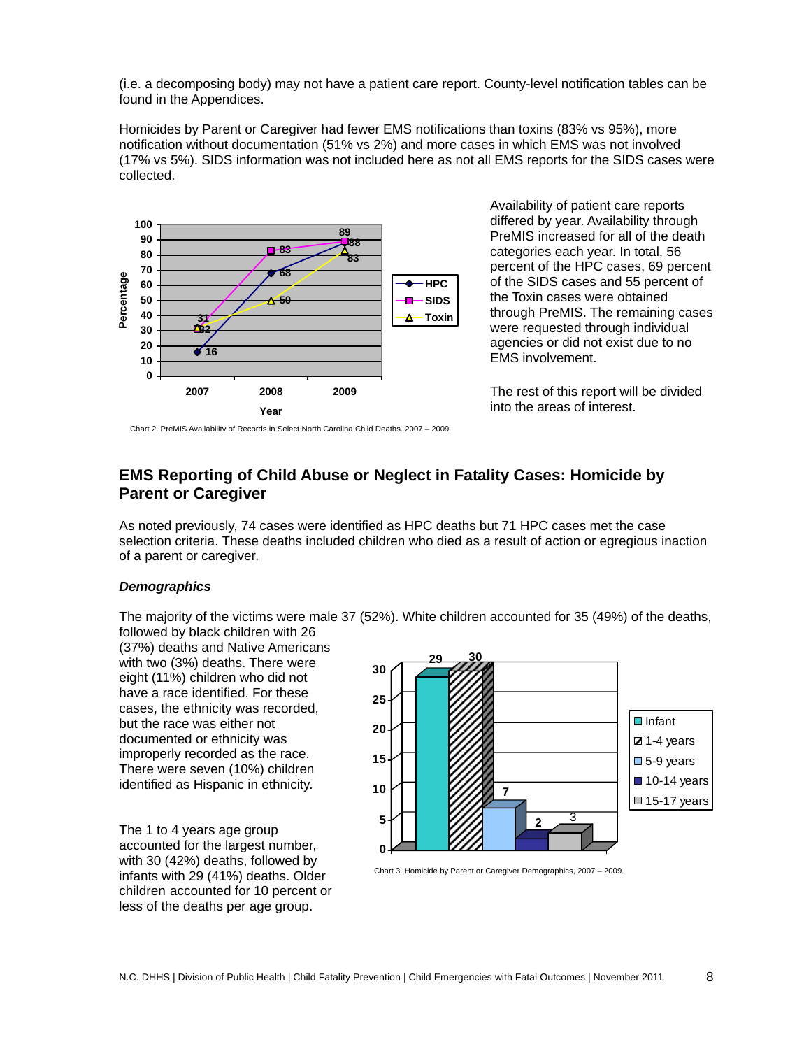(i.e. a decomposing body) may not have a patient care report. County-level notification tables can be found in the Appendices.

Homicides by Parent or Caregiver had fewer EMS notifications than toxins (83% vs 95%), more notification without documentation (51% vs 2%) and more cases in which EMS was not involved (17% vs 5%). SIDS information was not included here as not all EMS reports for the SIDS cases were collected.

Chart 2. PreMIS Availability of Records in Select North Carolina Child Deaths, 2007 – 2009.

Availability of patient care reports differed by year. Availability through PreMIS increased for all of the death categories each year. In total, 56 percent of the HPC cases, 69 percent of the SIDS cases and 55 percent of the Toxin cases were obtained through PreMIS. The remaining cases were requested through individual agencies or did not exist due to no EMS involvement.

The rest of this report will be divided into the areas of interest.

## EMS Reporting of Child Abuse or Neglect in Fatality Cases: Homicide by Parent or Caregiver

As noted previously, 74 cases were identified as HPC deaths but 71 HPC cases met the case selection criteria. These deaths included children who died as a result of action or egregious inaction of a parent or caregiver.

### *Demographics*

The majority of the victims were male 37 (52%). White children accounted for 35 (49%) of the deaths, followed by black children with 26 (37%) deaths and Native Americans with two (3%) deaths. There were eight (11%) children who did not have a race identified. For these cases, the ethnicity was recorded, but the race was either not documented or ethnicity was improperly recorded as the race. There were seven (10%) children identified as Hispanic in ethnicity.

The 1 to 4 years age group accounted for the largest number, with 30 (42%) deaths, followed by infants with 29 (41%) deaths. Older children accounted for 10 percent or less of the deaths per age group.

Chart 3. Homicide by Parent or Caregiver Demographics, 2007 – 2009.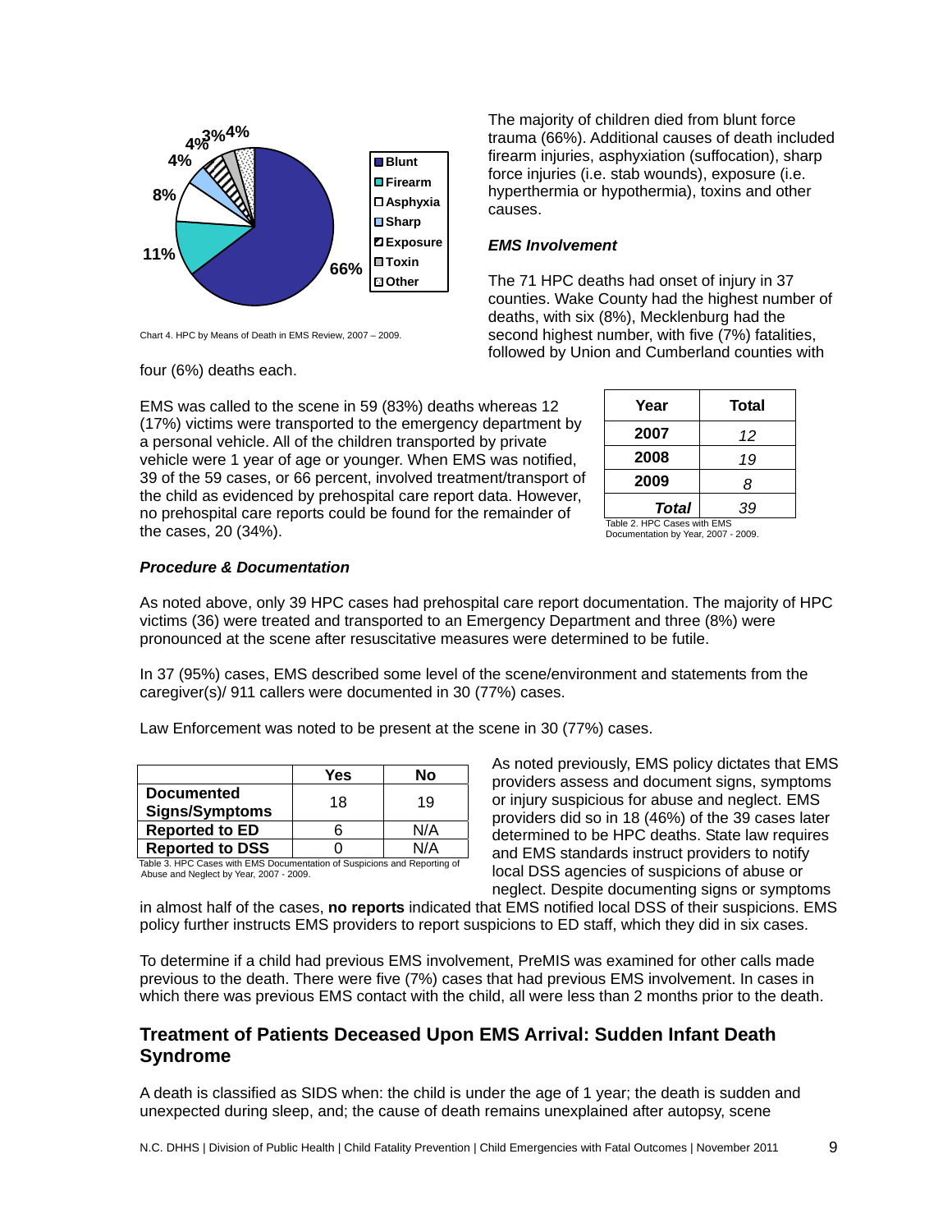Chart 4. HPC by Means of Death in EMS Review, 2007 – 2009.

The majority of children died from blunt force trauma (66%). Additional causes of death included firearm injuries, asphyxiation (suffocation), sharp force injuries (i.e. stab wounds), exposure (i.e. hyperthermia or hypothermia), toxins and other causes.

### *EMS Involvement*

The 71 HPC deaths had onset of injury in 37 counties. Wake County had the highest number of deaths, with six (8%), Mecklenburg had the second highest number, with five (7%) fatalities, followed by Union and Cumberland counties with four (6%) deaths each.

EMS was called to the scene in 59 (83%) deaths whereas 12 (17%) victims were transported to the emergency department by a personal vehicle. All of the children transported by private vehicle were 1 year of age or younger. When EMS was notified, 39 of the 59 cases, or 66 percent, involved treatment/transport of the child as evidenced by prehospital care report data. However, no prehospital care reports could be found for the remainder of the cases, 20 (34%).

| Year | Total |
|---|---|
| 2007 | *12* |
| 2008 | *19* |
| 2009 | *8* |
| ***Total*** | *39* |

Table 2. HPC Cases with EMS Documentation by Year, 2007 - 2009.

### *Procedure & Documentation*

As noted above, only 39 HPC cases had prehospital care report documentation. The majority of HPC victims (36) were treated and transported to an Emergency Department and three (8%) were pronounced at the scene after resuscitative measures were determined to be futile.

In 37 (95%) cases, EMS described some level of the scene/environment and statements from the caregiver(s)/ 911 callers were documented in 30 (77%) cases.

Law Enforcement was noted to be present at the scene in 30 (77%) cases.

| | Yes | No |
|---|---|---|
| **Documented Signs/Symptoms** | 18 | 19 |
| **Reported to ED** | 6 | N/A |
| **Reported to DSS** | 0 | N/A |

Table 3. HPC Cases with EMS Documentation of Suspicions and Reporting of Abuse and Neglect by Year, 2007 - 2009.

As noted previously, EMS policy dictates that EMS providers assess and document signs, symptoms or injury suspicious for abuse and neglect. EMS providers did so in 18 (46%) of the 39 cases later determined to be HPC deaths. State law requires and EMS standards instruct providers to notify local DSS agencies of suspicions of abuse or neglect. Despite documenting signs or symptoms in almost half of the cases, **no reports** indicated that EMS notified local DSS of their suspicions. EMS policy further instructs EMS providers to report suspicions to ED staff, which they did in six cases.

To determine if a child had previous EMS involvement, PreMIS was examined for other calls made previous to the death. There were five (7%) cases that had previous EMS involvement. In cases in which there was previous EMS contact with the child, all were less than 2 months prior to the death.

## Treatment of Patients Deceased Upon EMS Arrival: Sudden Infant Death Syndrome

A death is classified as SIDS when: the child is under the age of 1 year; the death is sudden and unexpected during sleep, and; the cause of death remains unexplained after autopsy, scene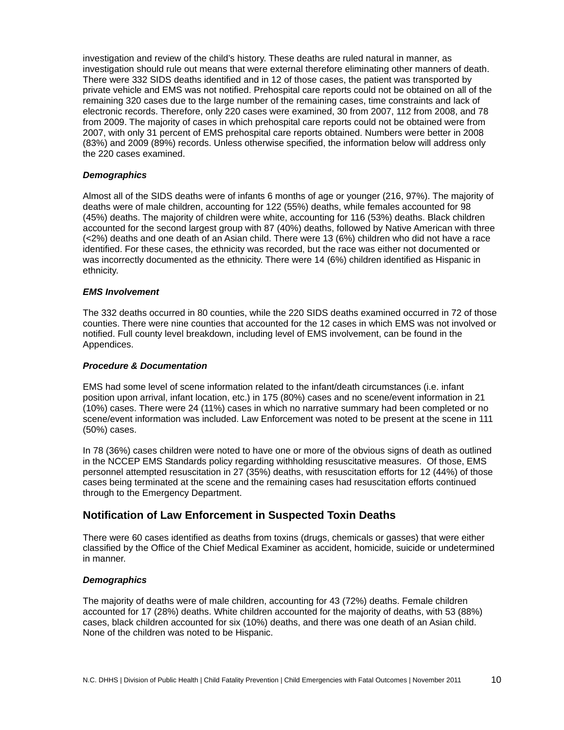investigation and review of the child's history. These deaths are ruled natural in manner, as investigation should rule out means that were external therefore eliminating other manners of death. There were 332 SIDS deaths identified and in 12 of those cases, the patient was transported by private vehicle and EMS was not notified. Prehospital care reports could not be obtained on all of the remaining 320 cases due to the large number of the remaining cases, time constraints and lack of electronic records. Therefore, only 220 cases were examined, 30 from 2007, 112 from 2008, and 78 from 2009. The majority of cases in which prehospital care reports could not be obtained were from 2007, with only 31 percent of EMS prehospital care reports obtained. Numbers were better in 2008 (83%) and 2009 (89%) records. Unless otherwise specified, the information below will address only the 220 cases examined.

#### *Demographics*

Almost all of the SIDS deaths were of infants 6 months of age or younger (216, 97%). The majority of deaths were of male children, accounting for 122 (55%) deaths, while females accounted for 98 (45%) deaths. The majority of children were white, accounting for 116 (53%) deaths. Black children accounted for the second largest group with 87 (40%) deaths, followed by Native American with three (<2%) deaths and one death of an Asian child. There were 13 (6%) children who did not have a race identified. For these cases, the ethnicity was recorded, but the race was either not documented or was incorrectly documented as the ethnicity. There were 14 (6%) children identified as Hispanic in ethnicity.

#### *EMS Involvement*

The 332 deaths occurred in 80 counties, while the 220 SIDS deaths examined occurred in 72 of those counties. There were nine counties that accounted for the 12 cases in which EMS was not involved or notified. Full county level breakdown, including level of EMS involvement, can be found in the Appendices.

#### *Procedure & Documentation*

EMS had some level of scene information related to the infant/death circumstances (i.e. infant position upon arrival, infant location, etc.) in 175 (80%) cases and no scene/event information in 21 (10%) cases. There were 24 (11%) cases in which no narrative summary had been completed or no scene/event information was included. Law Enforcement was noted to be present at the scene in 111 (50%) cases.

In 78 (36%) cases children were noted to have one or more of the obvious signs of death as outlined in the NCCEP EMS Standards policy regarding withholding resuscitative measures. Of those, EMS personnel attempted resuscitation in 27 (35%) deaths, with resuscitation efforts for 12 (44%) of those cases being terminated at the scene and the remaining cases had resuscitation efforts continued through to the Emergency Department.

### Notification of Law Enforcement in Suspected Toxin Deaths

There were 60 cases identified as deaths from toxins (drugs, chemicals or gasses) that were either classified by the Office of the Chief Medical Examiner as accident, homicide, suicide or undetermined in manner.

#### *Demographics*

The majority of deaths were of male children, accounting for 43 (72%) deaths. Female children accounted for 17 (28%) deaths. White children accounted for the majority of deaths, with 53 (88%) cases, black children accounted for six (10%) deaths, and there was one death of an Asian child. None of the children was noted to be Hispanic.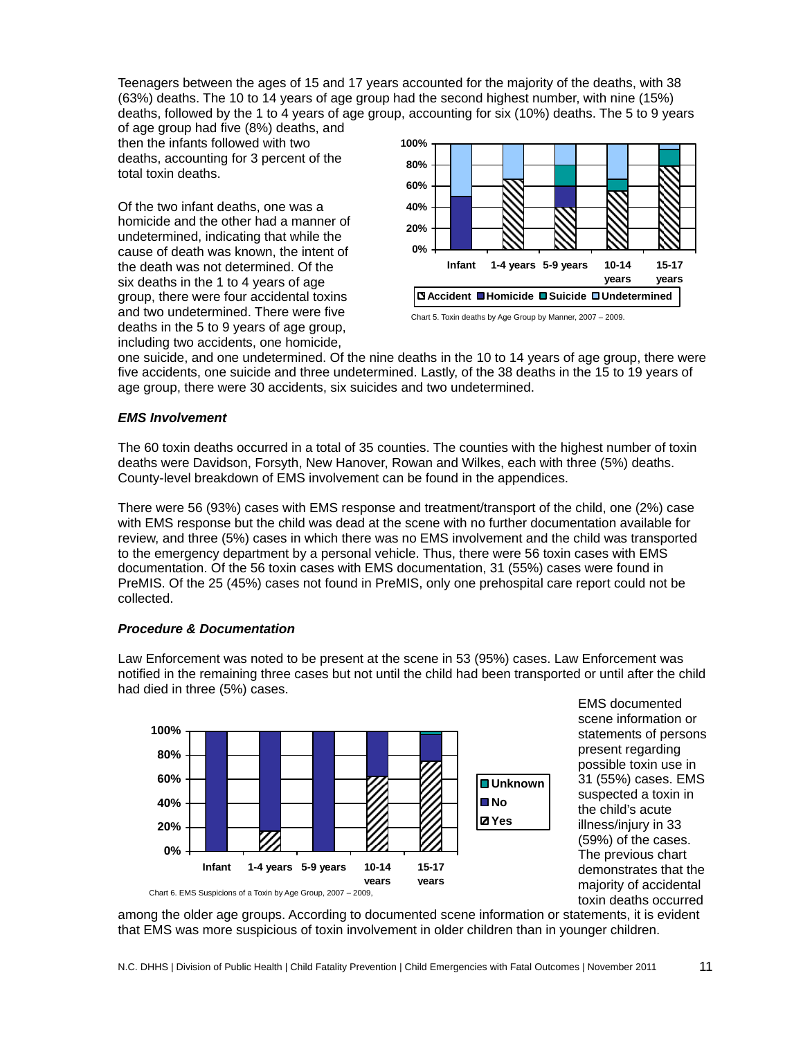Teenagers between the ages of 15 and 17 years accounted for the majority of the deaths, with 38 (63%) deaths. The 10 to 14 years of age group had the second highest number, with nine (15%) deaths, followed by the 1 to 4 years of age group, accounting for six (10%) deaths. The 5 to 9 years of age group had five (8%) deaths, and then the infants followed with two deaths, accounting for 3 percent of the total toxin deaths.

Of the two infant deaths, one was a homicide and the other had a manner of undetermined, indicating that while the cause of death was known, the intent of the death was not determined. Of the six deaths in the 1 to 4 years of age group, there were four accidental toxins and two undetermined. There were five deaths in the 5 to 9 years of age group, including two accidents, one homicide, one suicide, and one undetermined. Of the nine deaths in the 10 to 14 years of age group, there were five accidents, one suicide and three undetermined. Lastly, of the 38 deaths in the 15 to 19 years of age group, there were 30 accidents, six suicides and two undetermined.

Chart 5. Toxin deaths by Age Group by Manner, 2007 – 2009.

### *EMS Involvement*

The 60 toxin deaths occurred in a total of 35 counties. The counties with the highest number of toxin deaths were Davidson, Forsyth, New Hanover, Rowan and Wilkes, each with three (5%) deaths. County-level breakdown of EMS involvement can be found in the appendices.

There were 56 (93%) cases with EMS response and treatment/transport of the child, one (2%) case with EMS response but the child was dead at the scene with no further documentation available for review, and three (5%) cases in which there was no EMS involvement and the child was transported to the emergency department by a personal vehicle. Thus, there were 56 toxin cases with EMS documentation. Of the 56 toxin cases with EMS documentation, 31 (55%) cases were found in PreMIS. Of the 25 (45%) cases not found in PreMIS, only one prehospital care report could not be collected.

### *Procedure & Documentation*

Law Enforcement was noted to be present at the scene in 53 (95%) cases. Law Enforcement was notified in the remaining three cases but not until the child had been transported or until after the child had died in three (5%) cases.

EMS documented scene information or statements of persons present regarding possible toxin use in 31 (55%) cases. EMS suspected a toxin in the child's acute illness/injury in 33 (59%) of the cases. The previous chart demonstrates that the majority of accidental toxin deaths occurred among the older age groups. According to documented scene information or statements, it is evident that EMS was more suspicious of toxin involvement in older children than in younger children.

Chart 6. EMS Suspicions of a Toxin by Age Group, 2007 – 2009,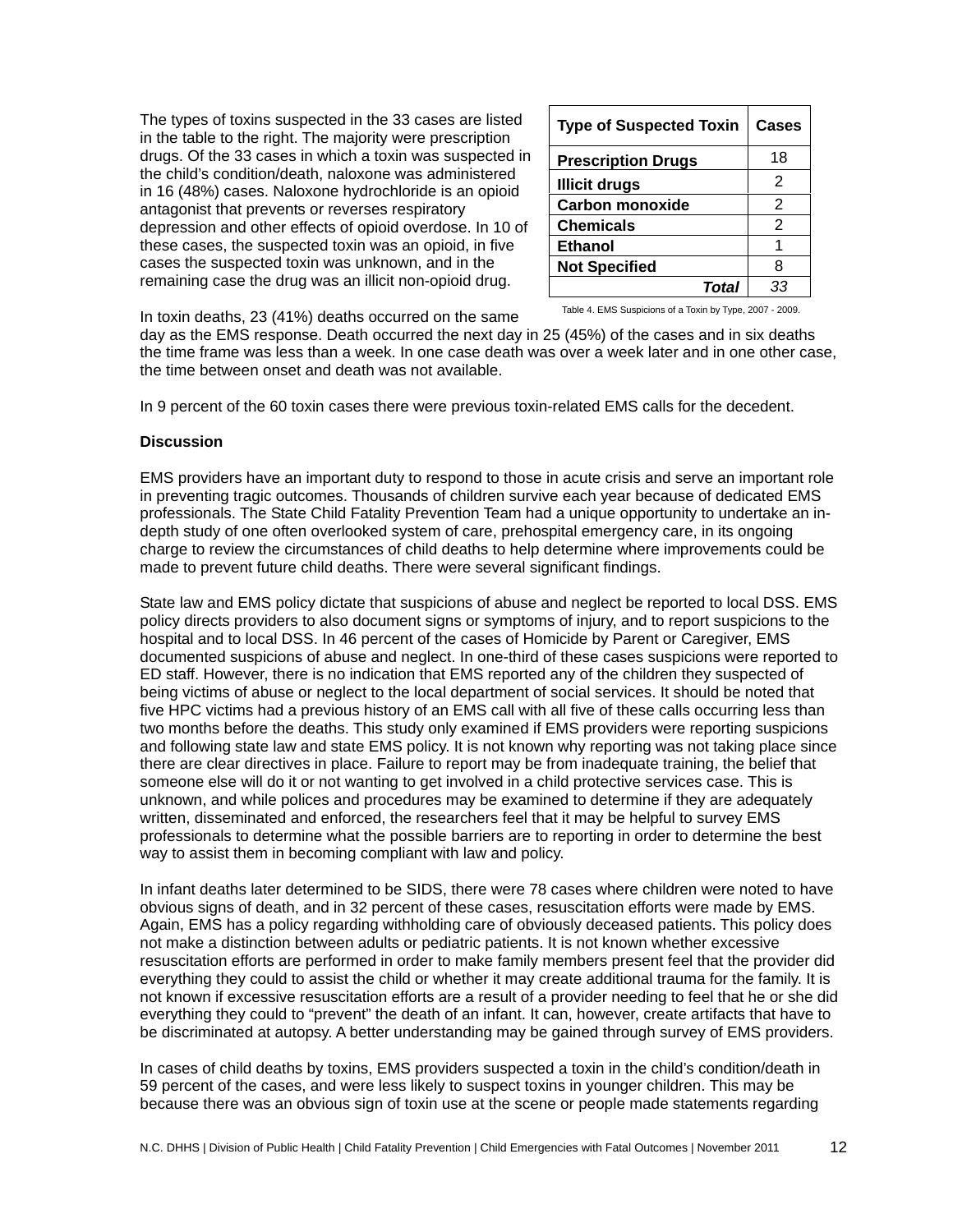The types of toxins suspected in the 33 cases are listed in the table to the right. The majority were prescription drugs. Of the 33 cases in which a toxin was suspected in the child's condition/death, naloxone was administered in 16 (48%) cases. Naloxone hydrochloride is an opioid antagonist that prevents or reverses respiratory depression and other effects of opioid overdose. In 10 of these cases, the suspected toxin was an opioid, in five cases the suspected toxin was unknown, and in the remaining case the drug was an illicit non-opioid drug.

| Type of Suspected Toxin | Cases |
|---|---|
| **Prescription Drugs** | 18 |
| **Illicit drugs** | 2 |
| **Carbon monoxide** | 2 |
| **Chemicals** | 2 |
| **Ethanol** | 1 |
| **Not Specified** | 8 |
| ***Total*** | *33* |

Table 4. EMS Suspicions of a Toxin by Type, 2007 - 2009.

In toxin deaths, 23 (41%) deaths occurred on the same day as the EMS response. Death occurred the next day in 25 (45%) of the cases and in six deaths the time frame was less than a week. In one case death was over a week later and in one other case, the time between onset and death was not available.

In 9 percent of the 60 toxin cases there were previous toxin-related EMS calls for the decedent.

**Discussion**

EMS providers have an important duty to respond to those in acute crisis and serve an important role in preventing tragic outcomes. Thousands of children survive each year because of dedicated EMS professionals. The State Child Fatality Prevention Team had a unique opportunity to undertake an in-depth study of one often overlooked system of care, prehospital emergency care, in its ongoing charge to review the circumstances of child deaths to help determine where improvements could be made to prevent future child deaths. There were several significant findings.

State law and EMS policy dictate that suspicions of abuse and neglect be reported to local DSS. EMS policy directs providers to also document signs or symptoms of injury, and to report suspicions to the hospital and to local DSS. In 46 percent of the cases of Homicide by Parent or Caregiver, EMS documented suspicions of abuse and neglect. In one-third of these cases suspicions were reported to ED staff. However, there is no indication that EMS reported any of the children they suspected of being victims of abuse or neglect to the local department of social services. It should be noted that five HPC victims had a previous history of an EMS call with all five of these calls occurring less than two months before the deaths. This study only examined if EMS providers were reporting suspicions and following state law and state EMS policy. It is not known why reporting was not taking place since there are clear directives in place. Failure to report may be from inadequate training, the belief that someone else will do it or not wanting to get involved in a child protective services case. This is unknown, and while polices and procedures may be examined to determine if they are adequately written, disseminated and enforced, the researchers feel that it may be helpful to survey EMS professionals to determine what the possible barriers are to reporting in order to determine the best way to assist them in becoming compliant with law and policy.

In infant deaths later determined to be SIDS, there were 78 cases where children were noted to have obvious signs of death, and in 32 percent of these cases, resuscitation efforts were made by EMS. Again, EMS has a policy regarding withholding care of obviously deceased patients. This policy does not make a distinction between adults or pediatric patients. It is not known whether excessive resuscitation efforts are performed in order to make family members present feel that the provider did everything they could to assist the child or whether it may create additional trauma for the family. It is not known if excessive resuscitation efforts are a result of a provider needing to feel that he or she did everything they could to "prevent" the death of an infant. It can, however, create artifacts that have to be discriminated at autopsy. A better understanding may be gained through survey of EMS providers.

In cases of child deaths by toxins, EMS providers suspected a toxin in the child's condition/death in 59 percent of the cases, and were less likely to suspect toxins in younger children. This may be because there was an obvious sign of toxin use at the scene or people made statements regarding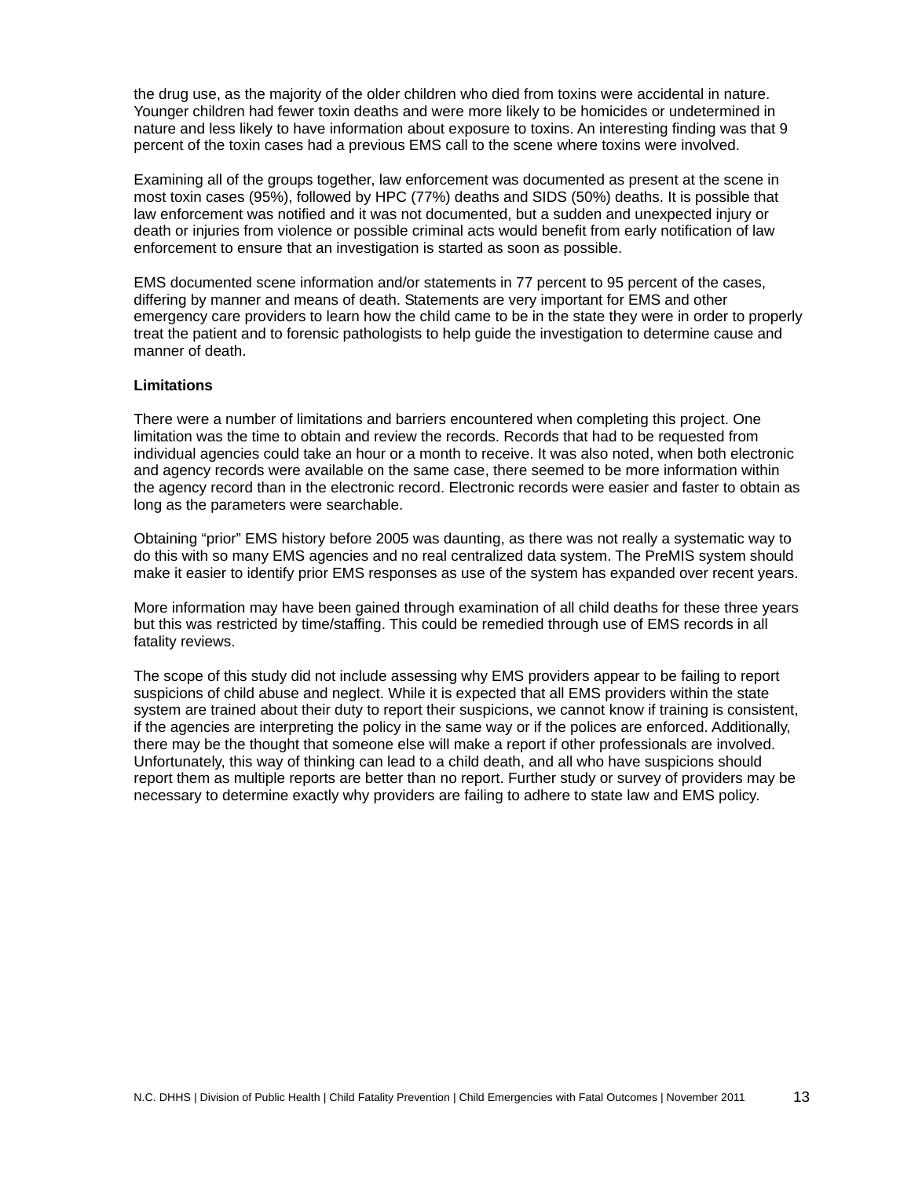the drug use, as the majority of the older children who died from toxins were accidental in nature. Younger children had fewer toxin deaths and were more likely to be homicides or undetermined in nature and less likely to have information about exposure to toxins. An interesting finding was that 9 percent of the toxin cases had a previous EMS call to the scene where toxins were involved.

Examining all of the groups together, law enforcement was documented as present at the scene in most toxin cases (95%), followed by HPC (77%) deaths and SIDS (50%) deaths. It is possible that law enforcement was notified and it was not documented, but a sudden and unexpected injury or death or injuries from violence or possible criminal acts would benefit from early notification of law enforcement to ensure that an investigation is started as soon as possible.

EMS documented scene information and/or statements in 77 percent to 95 percent of the cases, differing by manner and means of death. Statements are very important for EMS and other emergency care providers to learn how the child came to be in the state they were in order to properly treat the patient and to forensic pathologists to help guide the investigation to determine cause and manner of death.

**Limitations**

There were a number of limitations and barriers encountered when completing this project. One limitation was the time to obtain and review the records. Records that had to be requested from individual agencies could take an hour or a month to receive. It was also noted, when both electronic and agency records were available on the same case, there seemed to be more information within the agency record than in the electronic record. Electronic records were easier and faster to obtain as long as the parameters were searchable.

Obtaining “prior” EMS history before 2005 was daunting, as there was not really a systematic way to do this with so many EMS agencies and no real centralized data system. The PreMIS system should make it easier to identify prior EMS responses as use of the system has expanded over recent years.

More information may have been gained through examination of all child deaths for these three years but this was restricted by time/staffing. This could be remedied through use of EMS records in all fatality reviews.

The scope of this study did not include assessing why EMS providers appear to be failing to report suspicions of child abuse and neglect. While it is expected that all EMS providers within the state system are trained about their duty to report their suspicions, we cannot know if training is consistent, if the agencies are interpreting the policy in the same way or if the polices are enforced. Additionally, there may be the thought that someone else will make a report if other professionals are involved. Unfortunately, this way of thinking can lead to a child death, and all who have suspicions should report them as multiple reports are better than no report. Further study or survey of providers may be necessary to determine exactly why providers are failing to adhere to state law and EMS policy.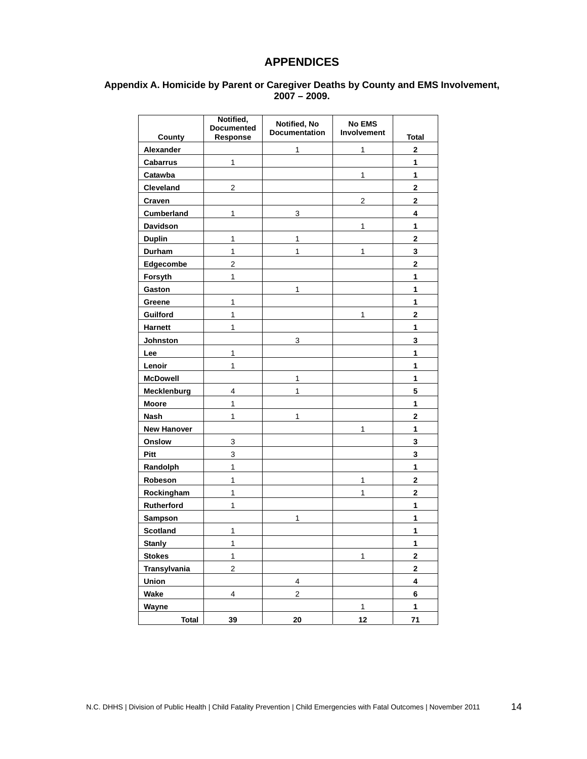# APPENDICES

### Appendix A. Homicide by Parent or Caregiver Deaths by County and EMS Involvement, 2007 – 2009.

| County | Notified, Documented Response | Notified, No Documentation | No EMS Involvement | Total |
|---|---|---|---|---|
| **Alexander** | | 1 | 1 | **2** |
| **Cabarrus** | 1 | | | **1** |
| **Catawba** | | | 1 | **1** |
| **Cleveland** | 2 | | | **2** |
| **Craven** | | | 2 | **2** |
| **Cumberland** | 1 | 3 | | **4** |
| **Davidson** | | | 1 | **1** |
| **Duplin** | 1 | 1 | | **2** |
| **Durham** | 1 | 1 | 1 | **3** |
| **Edgecombe** | 2 | | | **2** |
| **Forsyth** | 1 | | | **1** |
| **Gaston** | | 1 | | **1** |
| **Greene** | 1 | | | **1** |
| **Guilford** | 1 | | 1 | **2** |
| **Harnett** | 1 | | | **1** |
| **Johnston** | | 3 | | **3** |
| **Lee** | 1 | | | **1** |
| **Lenoir** | 1 | | | **1** |
| **McDowell** | | 1 | | **1** |
| **Mecklenburg** | 4 | 1 | | **5** |
| **Moore** | 1 | | | **1** |
| **Nash** | 1 | 1 | | **2** |
| **New Hanover** | | | 1 | **1** |
| **Onslow** | 3 | | | **3** |
| **Pitt** | 3 | | | **3** |
| **Randolph** | 1 | | | **1** |
| **Robeson** | 1 | | 1 | **2** |
| **Rockingham** | 1 | | 1 | **2** |
| **Rutherford** | 1 | | | **1** |
| **Sampson** | | 1 | | **1** |
| **Scotland** | 1 | | | **1** |
| **Stanly** | 1 | | | **1** |
| **Stokes** | 1 | | 1 | **2** |
| **Transylvania** | 2 | | | **2** |
| **Union** | | 4 | | **4** |
| **Wake** | 4 | 2 | | **6** |
| **Wayne** | | | 1 | **1** |
| **Total** | **39** | **20** | **12** | **71** |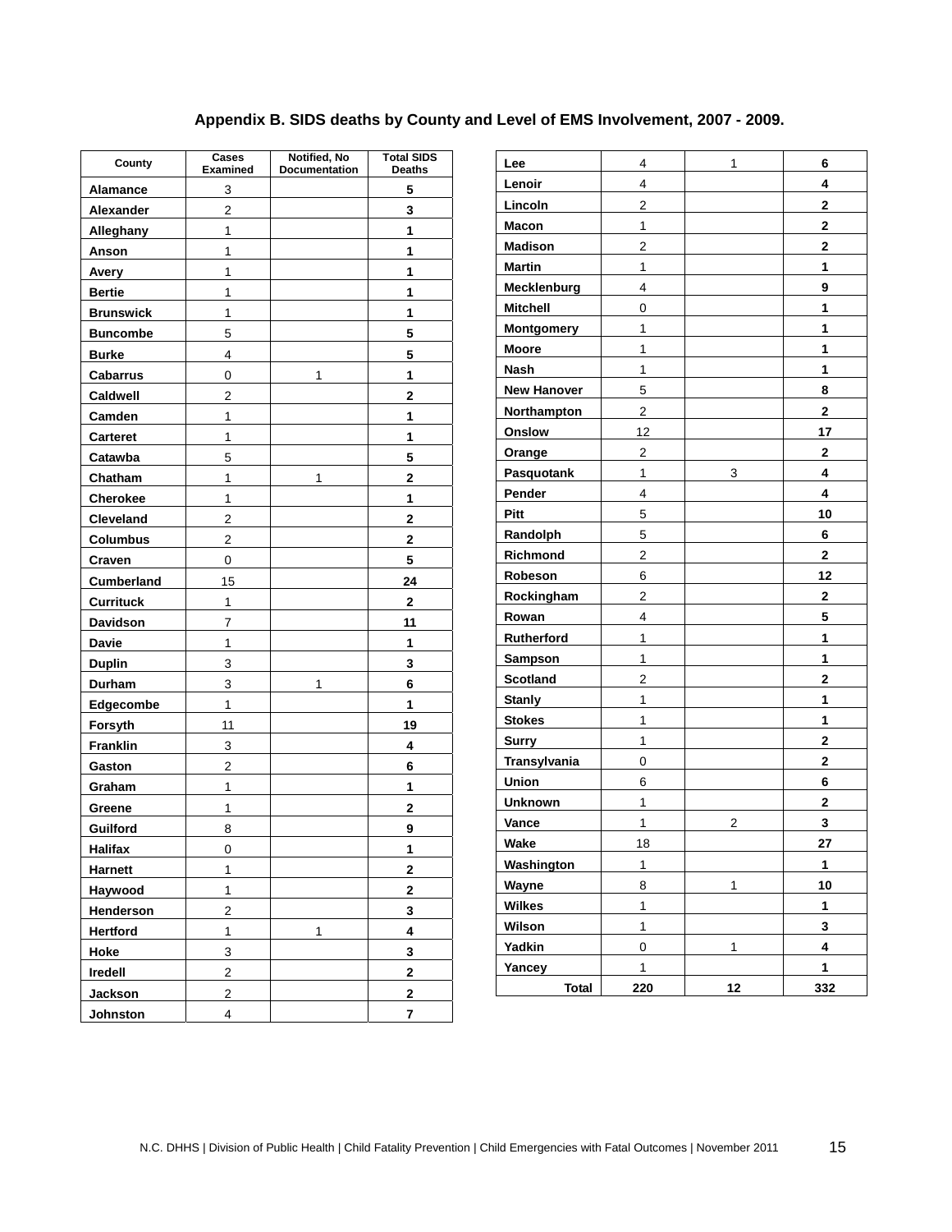## Appendix B. SIDS deaths by County and Level of EMS Involvement, 2007 - 2009.

| County | Cases Examined | Notified, No Documentation | Total SIDS Deaths |
|---|---|---|---|
| Alamance | 3 | | 5 |
| Alexander | 2 | | 3 |
| Alleghany | 1 | | 1 |
| Anson | 1 | | 1 |
| Avery | 1 | | 1 |
| Bertie | 1 | | 1 |
| Brunswick | 1 | | 1 |
| Buncombe | 5 | | 5 |
| Burke | 4 | | 5 |
| Cabarrus | 0 | 1 | 1 |
| Caldwell | 2 | | 2 |
| Camden | 1 | | 1 |
| Carteret | 1 | | 1 |
| Catawba | 5 | | 5 |
| Chatham | 1 | 1 | 2 |
| Cherokee | 1 | | 1 |
| Cleveland | 2 | | 2 |
| Columbus | 2 | | 2 |
| Craven | 0 | | 5 |
| Cumberland | 15 | | 24 |
| Currituck | 1 | | 2 |
| Davidson | 7 | | 11 |
| Davie | 1 | | 1 |
| Duplin | 3 | | 3 |
| Durham | 3 | 1 | 6 |
| Edgecombe | 1 | | 1 |
| Forsyth | 11 | | 19 |
| Franklin | 3 | | 4 |
| Gaston | 2 | | 6 |
| Graham | 1 | | 1 |
| Greene | 1 | | 2 |
| Guilford | 8 | | 9 |
| Halifax | 0 | | 1 |
| Harnett | 1 | | 2 |
| Haywood | 1 | | 2 |
| Henderson | 2 | | 3 |
| Hertford | 1 | 1 | 4 |
| Hoke | 3 | | 3 |
| Iredell | 2 | | 2 |
| Jackson | 2 | | 2 |
| Johnston | 4 | | 7 |
| Lee | 4 | 1 | 6 |
| Lenoir | 4 | | 4 |
| Lincoln | 2 | | 2 |
| Macon | 1 | | 2 |
| Madison | 2 | | 2 |
| Martin | 1 | | 1 |
| Mecklenburg | 4 | | 9 |
| Mitchell | 0 | | 1 |
| Montgomery | 1 | | 1 |
| Moore | 1 | | 1 |
| Nash | 1 | | 1 |
| New Hanover | 5 | | 8 |
| Northampton | 2 | | 2 |
| Onslow | 12 | | 17 |
| Orange | 2 | | 2 |
| Pasquotank | 1 | 3 | 4 |
| Pender | 4 | | 4 |
| Pitt | 5 | | 10 |
| Randolph | 5 | | 6 |
| Richmond | 2 | | 2 |
| Robeson | 6 | | 12 |
| Rockingham | 2 | | 2 |
| Rowan | 4 | | 5 |
| Rutherford | 1 | | 1 |
| Sampson | 1 | | 1 |
| Scotland | 2 | | 2 |
| Stanly | 1 | | 1 |
| Stokes | 1 | | 1 |
| Surry | 1 | | 2 |
| Transylvania | 0 | | 2 |
| Union | 6 | | 6 |
| Unknown | 1 | | 2 |
| Vance | 1 | 2 | 3 |
| Wake | 18 | | 27 |
| Washington | 1 | | 1 |
| Wayne | 8 | 1 | 10 |
| Wilkes | 1 | | 1 |
| Wilson | 1 | | 3 |
| Yadkin | 0 | 1 | 4 |
| Yancey | 1 | | 1 |
| Total | 220 | 12 | 332 |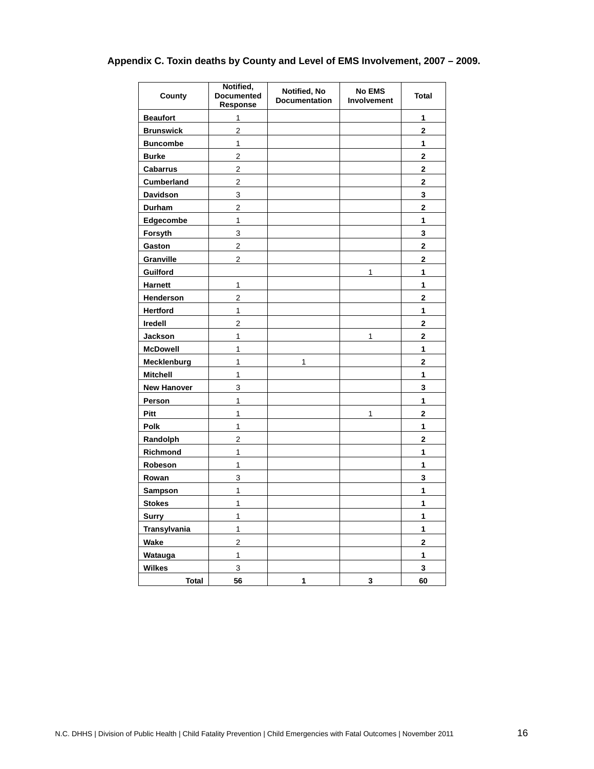**Appendix C. Toxin deaths by County and Level of EMS Involvement, 2007 – 2009.**

| County | Notified, Documented Response | Notified, No Documentation | No EMS Involvement | Total |
|---|---|---|---|---|
| Beaufort | 1 | | | 1 |
| Brunswick | 2 | | | 2 |
| Buncombe | 1 | | | 1 |
| Burke | 2 | | | 2 |
| Cabarrus | 2 | | | 2 |
| Cumberland | 2 | | | 2 |
| Davidson | 3 | | | 3 |
| Durham | 2 | | | 2 |
| Edgecombe | 1 | | | 1 |
| Forsyth | 3 | | | 3 |
| Gaston | 2 | | | 2 |
| Granville | 2 | | | 2 |
| Guilford | | | 1 | 1 |
| Harnett | 1 | | | 1 |
| Henderson | 2 | | | 2 |
| Hertford | 1 | | | 1 |
| Iredell | 2 | | | 2 |
| Jackson | 1 | | 1 | 2 |
| McDowell | 1 | | | 1 |
| Mecklenburg | 1 | 1 | | 2 |
| Mitchell | 1 | | | 1 |
| New Hanover | 3 | | | 3 |
| Person | 1 | | | 1 |
| Pitt | 1 | | 1 | 2 |
| Polk | 1 | | | 1 |
| Randolph | 2 | | | 2 |
| Richmond | 1 | | | 1 |
| Robeson | 1 | | | 1 |
| Rowan | 3 | | | 3 |
| Sampson | 1 | | | 1 |
| Stokes | 1 | | | 1 |
| Surry | 1 | | | 1 |
| Transylvania | 1 | | | 1 |
| Wake | 2 | | | 2 |
| Watauga | 1 | | | 1 |
| Wilkes | 3 | | | 3 |
| **Total** | **56** | **1** | **3** | **60** |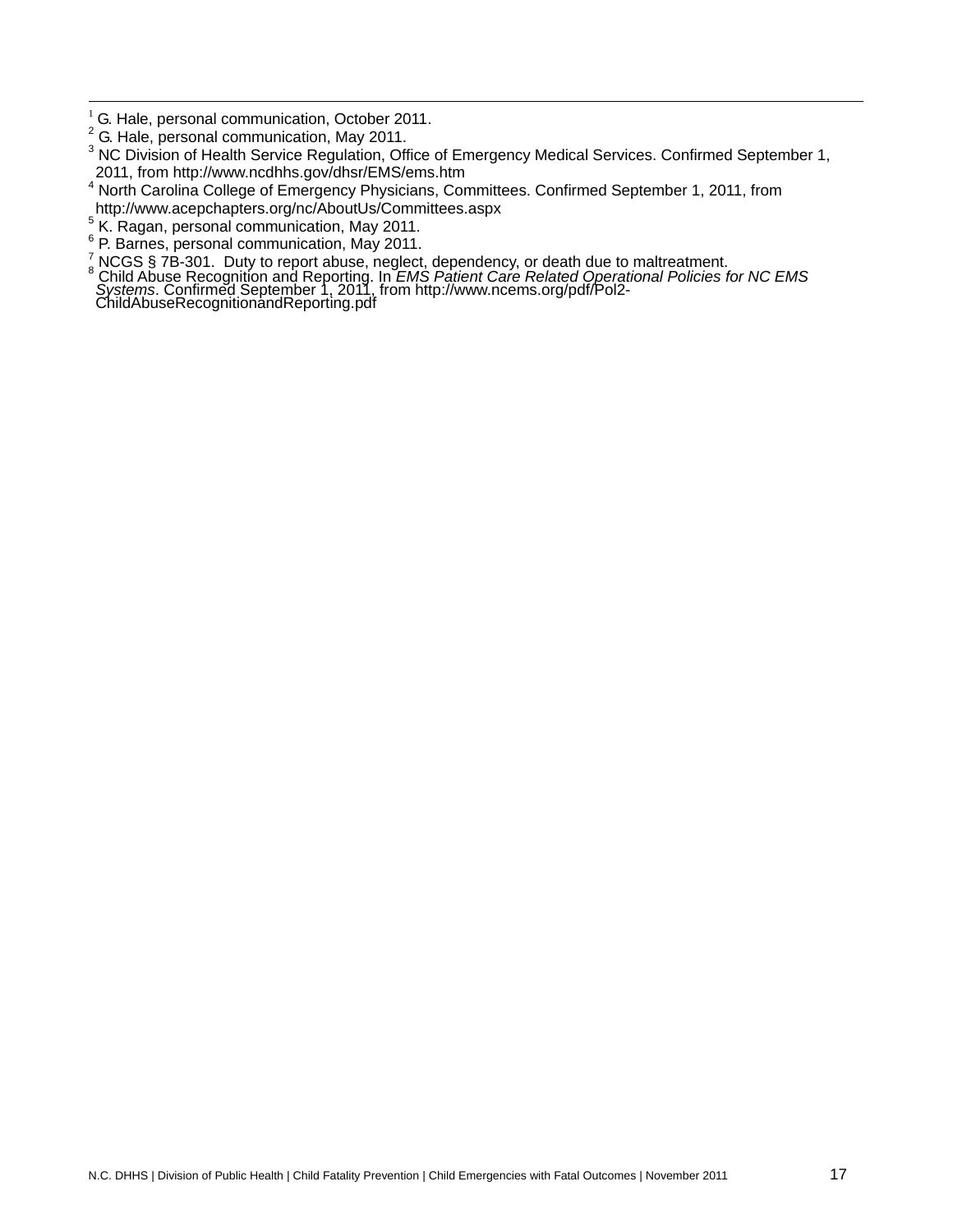[1] G. Hale, personal communication, October 2011.

[2] G. Hale, personal communication, May 2011.

[3] NC Division of Health Service Regulation, Office of Emergency Medical Services. Confirmed September 1, 2011, from http://www.ncdhhs.gov/dhsr/EMS/ems.htm

[4] North Carolina College of Emergency Physicians, Committees. Confirmed September 1, 2011, from http://www.acepchapters.org/nc/AboutUs/Committees.aspx

[5] K. Ragan, personal communication, May 2011.

[6] P. Barnes, personal communication, May 2011.

[7] NCGS § 7B-301. Duty to report abuse, neglect, dependency, or death due to maltreatment.

[8] Child Abuse Recognition and Reporting. In *EMS Patient Care Related Operational Policies for NC EMS Systems*. Confirmed September 1, 2011, from http://www.ncems.org/pdf/Pol2-ChildAbuseRecognitionandReporting.pdf